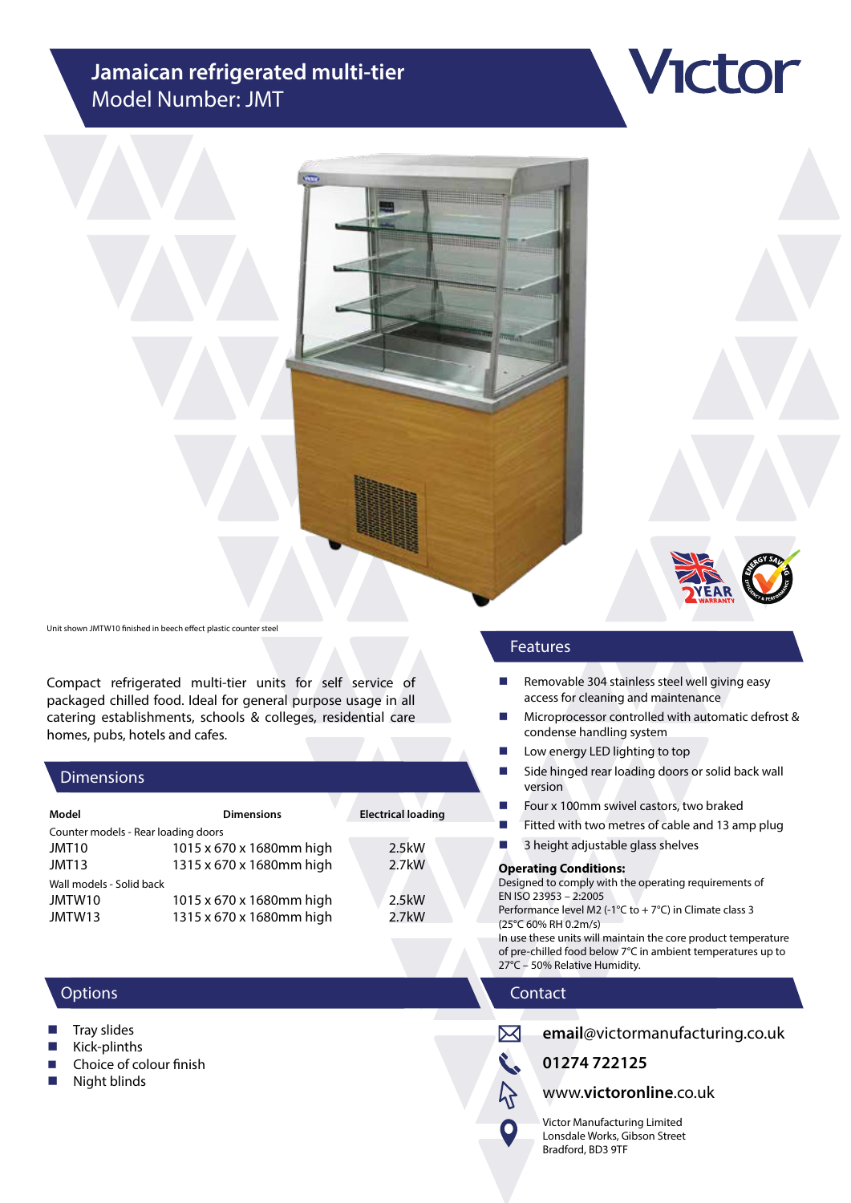# Jamaican refrigerated multi-tier

Model Number: JMT

Victor

Unit shown JMTW10 finished in beech effect plastic counter steel

Compact refrigerated multi-tier units for self service of packaged chilled food. Ideal for general purpose usage in all catering establishments, schools & colleges, residential care homes, pubs, hotels and cafes.

## Dimensions

| Model | Dimensions | Electrical loading |
|---|---|---|
| Counter models - Rear loading doors | | |
| JMT10 | 1015 x 670 x 1680mm high | 2.5kW |
| JMT13 | 1315 x 670 x 1680mm high | 2.7kW |
| Wall models - Solid back | | |
| JMTW10 | 1015 x 670 x 1680mm high | 2.5kW |
| JMTW13 | 1315 x 670 x 1680mm high | 2.7kW |

## Features

- Removable 304 stainless steel well giving easy access for cleaning and maintenance
- Microprocessor controlled with automatic defrost & condense handling system
- Low energy LED lighting to top
- Side hinged rear loading doors or solid back wall version
- Four x 100mm swivel castors, two braked
- Fitted with two metres of cable and 13 amp plug
- 3 height adjustable glass shelves

**Operating Conditions:**

Designed to comply with the operating requirements of EN ISO 23953 – 2:2005

Performance level M2 (-1°C to + 7°C) in Climate class 3 (25°C 60% RH 0.2m/s)

In use these units will maintain the core product temperature of pre-chilled food below 7°C in ambient temperatures up to 27°C – 50% Relative Humidity.

## Options

- Tray slides
- Kick-plinths
- Choice of colour finish
- Night blinds

## Contact

**email**@victormanufacturing.co.uk

**01274 722125**

www.**victoronline**.co.uk

Victor Manufacturing Limited
Lonsdale Works, Gibson Street
Bradford, BD3 9TF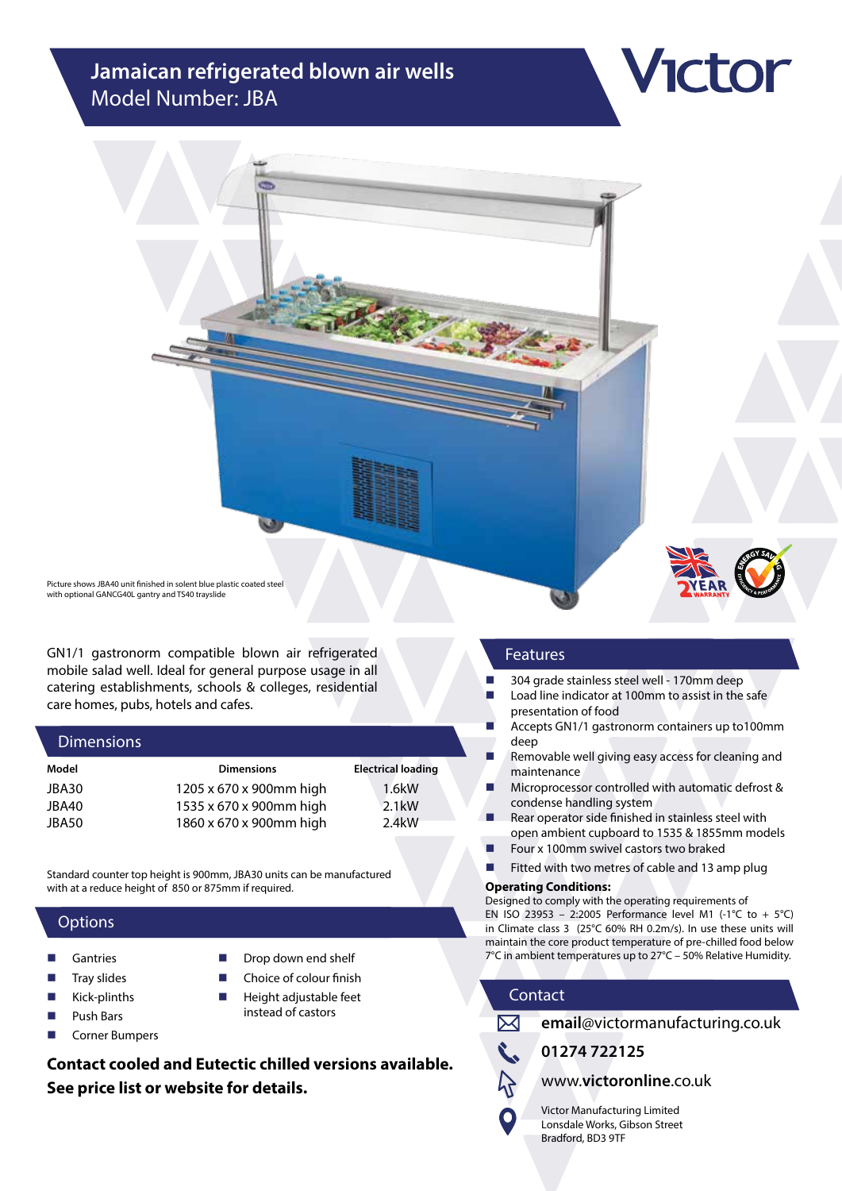# Jamaican refrigerated blown air wells
Model Number: JBA

Victor

Picture shows JBA40 unit finished in solent blue plastic coated steel with optional GANCG40L gantry and TS40 trayslide

GN1/1 gastronorm compatible blown air refrigerated mobile salad well. Ideal for general purpose usage in all catering establishments, schools & colleges, residential care homes, pubs, hotels and cafes.

## Dimensions

| Model | Dimensions | Electrical loading |
|---|---|---|
| JBA30 | 1205 x 670 x 900mm high | 1.6kW |
| JBA40 | 1535 x 670 x 900mm high | 2.1kW |
| JBA50 | 1860 x 670 x 900mm high | 2.4kW |

Standard counter top height is 900mm, JBA30 units can be manufactured with at a reduce height of 850 or 875mm if required.

## Options

- Gantries
- Tray slides
- Kick-plinths
- Push Bars
- Corner Bumpers
- Drop down end shelf
- Choice of colour finish
- Height adjustable feet instead of castors

**Contact cooled and Eutectic chilled versions available. See price list or website for details.**

## Features

- 304 grade stainless steel well - 170mm deep
- Load line indicator at 100mm to assist in the safe presentation of food
- Accepts GN1/1 gastronorm containers up to100mm deep
- Removable well giving easy access for cleaning and maintenance
- Microprocessor controlled with automatic defrost & condense handling system
- Rear operator side finished in stainless steel with open ambient cupboard to 1535 & 1855mm models
- Four x 100mm swivel castors two braked
- Fitted with two metres of cable and 13 amp plug

**Operating Conditions:**
Designed to comply with the operating requirements of EN ISO 23953 – 2:2005 Performance level M1 (-1°C to + 5°C) in Climate class 3 (25°C 60% RH 0.2m/s). In use these units will maintain the core product temperature of pre-chilled food below 7°C in ambient temperatures up to 27°C – 50% Relative Humidity.

## Contact

**email**@victormanufacturing.co.uk

**01274 722125**

www.**victoronline**.co.uk

Victor Manufacturing Limited
Lonsdale Works, Gibson Street
Bradford, BD3 9TF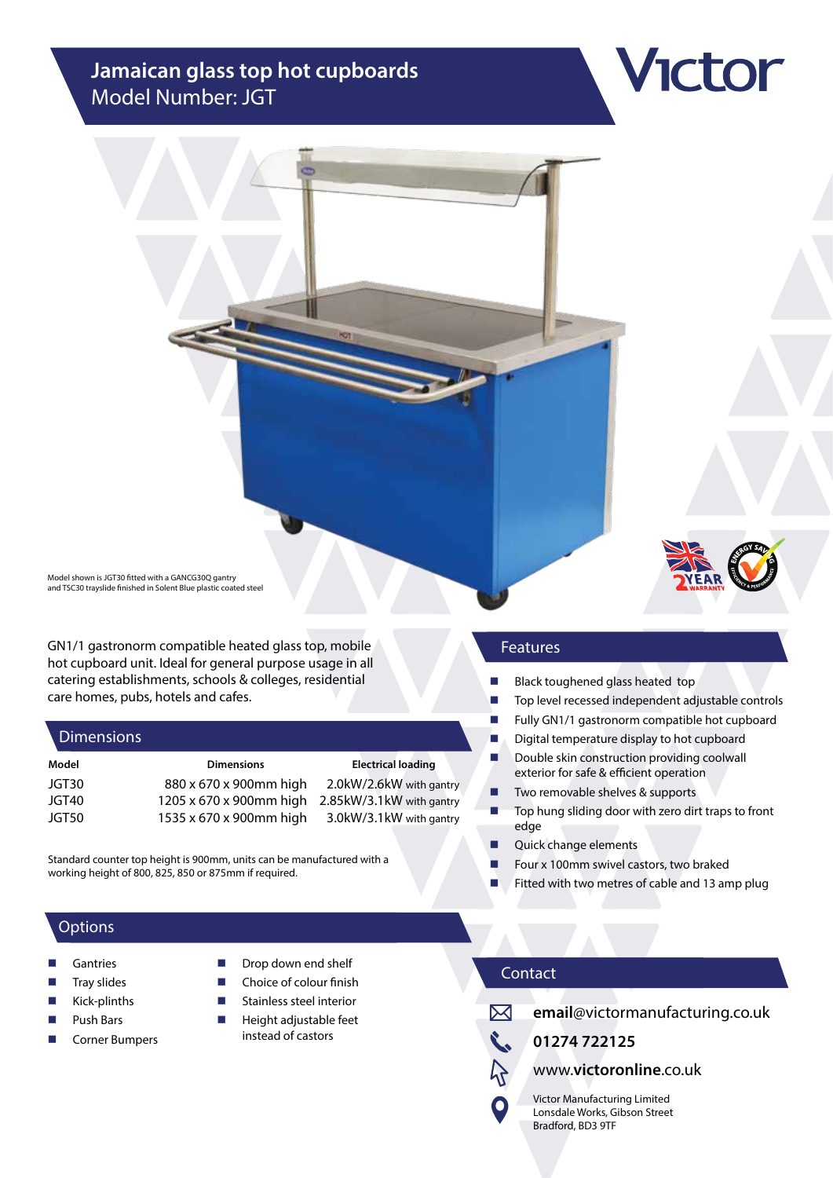# Jamaican glass top hot cupboards
Model Number: JGT

Victor

Model shown is JGT30 fitted with a GANCG30Q gantry and TSC30 trayslide finished in Solent Blue plastic coated steel

GN1/1 gastronorm compatible heated glass top, mobile hot cupboard unit. Ideal for general purpose usage in all catering establishments, schools & colleges, residential care homes, pubs, hotels and cafes.

## Dimensions

| Model | Dimensions | Electrical loading |
|---|---|---|
| JGT30 | 880 x 670 x 900mm high | 2.0kW/2.6kW with gantry |
| JGT40 | 1205 x 670 x 900mm high | 2.85kW/3.1kW with gantry |
| JGT50 | 1535 x 670 x 900mm high | 3.0kW/3.1kW with gantry |

Standard counter top height is 900mm, units can be manufactured with a working height of 800, 825, 850 or 875mm if required.

## Options

- Gantries
- Tray slides
- Kick-plinths
- Push Bars
- Corner Bumpers
- Drop down end shelf
- Choice of colour finish
- Stainless steel interior
- Height adjustable feet instead of castors

## Features

- Black toughened glass heated top
- Top level recessed independent adjustable controls
- Fully GN1/1 gastronorm compatible hot cupboard
- Digital temperature display to hot cupboard
- Double skin construction providing coolwall exterior for safe & efficient operation
- Two removable shelves & supports
- Top hung sliding door with zero dirt traps to front edge
- Quick change elements
- Four x 100mm swivel castors, two braked
- Fitted with two metres of cable and 13 amp plug

## Contact

**email**@victormanufacturing.co.uk

**01274 722125**

www.**victoronline**.co.uk

Victor Manufacturing Limited
Lonsdale Works, Gibson Street
Bradford, BD3 9TF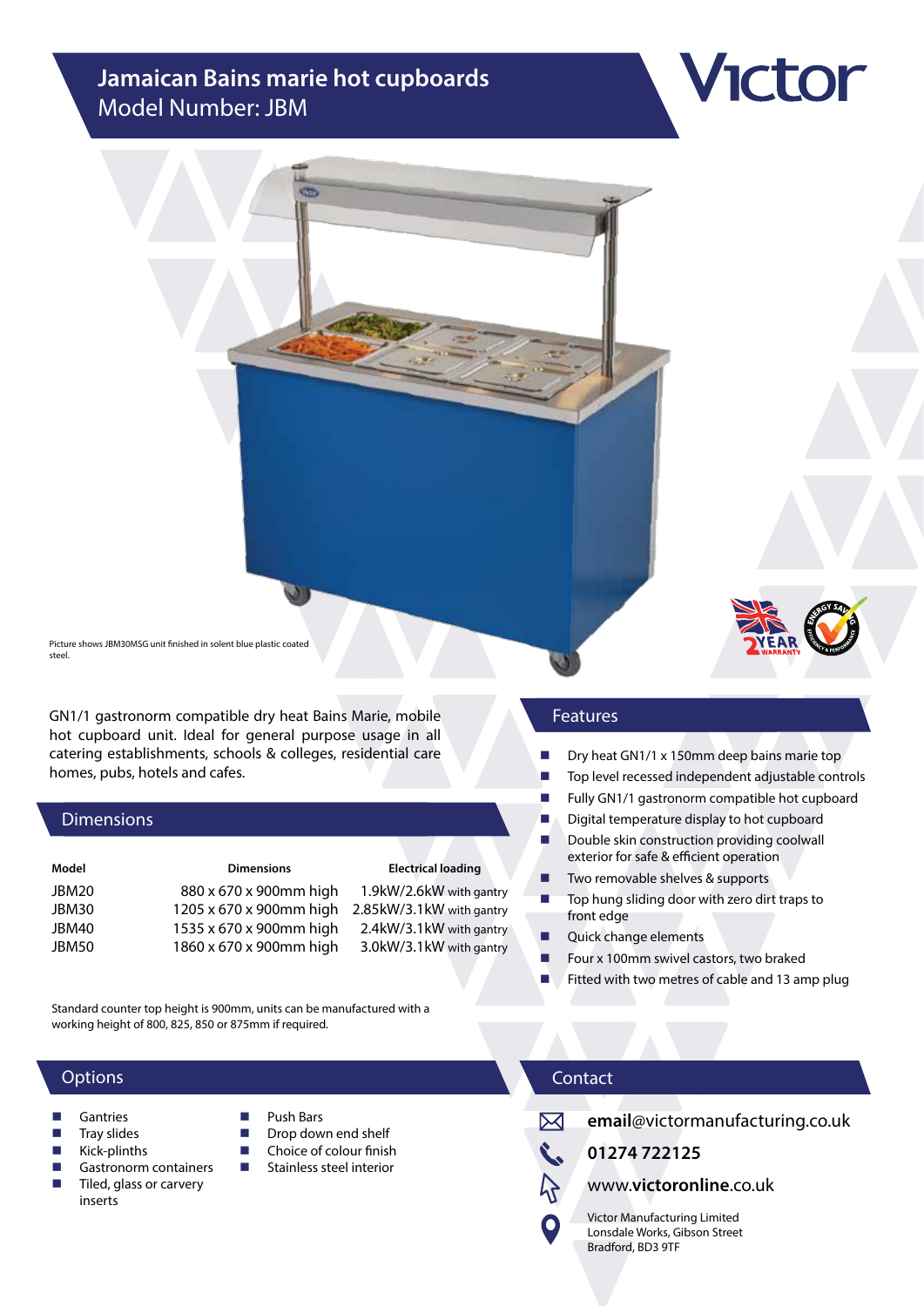# Jamaican Bains marie hot cupboards
Model Number: JBM

Victor

Picture shows JBM30MSG unit finished in solent blue plastic coated steel.

GN1/1 gastronorm compatible dry heat Bains Marie, mobile hot cupboard unit. Ideal for general purpose usage in all catering establishments, schools & colleges, residential care homes, pubs, hotels and cafes.

## Dimensions

| Model | Dimensions | Electrical loading |
|---|---|---|
| JBM20 | 880 x 670 x 900mm high | 1.9kW/2.6kW with gantry |
| JBM30 | 1205 x 670 x 900mm high | 2.85kW/3.1kW with gantry |
| JBM40 | 1535 x 670 x 900mm high | 2.4kW/3.1kW with gantry |
| JBM50 | 1860 x 670 x 900mm high | 3.0kW/3.1kW with gantry |

Standard counter top height is 900mm, units can be manufactured with a working height of 800, 825, 850 or 875mm if required.

## Features

- Dry heat GN1/1 x 150mm deep bains marie top
- Top level recessed independent adjustable controls
- Fully GN1/1 gastronorm compatible hot cupboard
- Digital temperature display to hot cupboard
- Double skin construction providing coolwall exterior for safe & efficient operation
- Two removable shelves & supports
- Top hung sliding door with zero dirt traps to front edge
- Quick change elements
- Four x 100mm swivel castors, two braked
- Fitted with two metres of cable and 13 amp plug

## Options

- Gantries
- Tray slides
- Kick-plinths
- Gastronorm containers
- Tiled, glass or carvery inserts
- Push Bars
- Drop down end shelf
- Choice of colour finish
- Stainless steel interior

## Contact

**email**@victormanufacturing.co.uk

**01274 722125**

www.**victoronline**.co.uk

Victor Manufacturing Limited
Lonsdale Works, Gibson Street
Bradford, BD3 9TF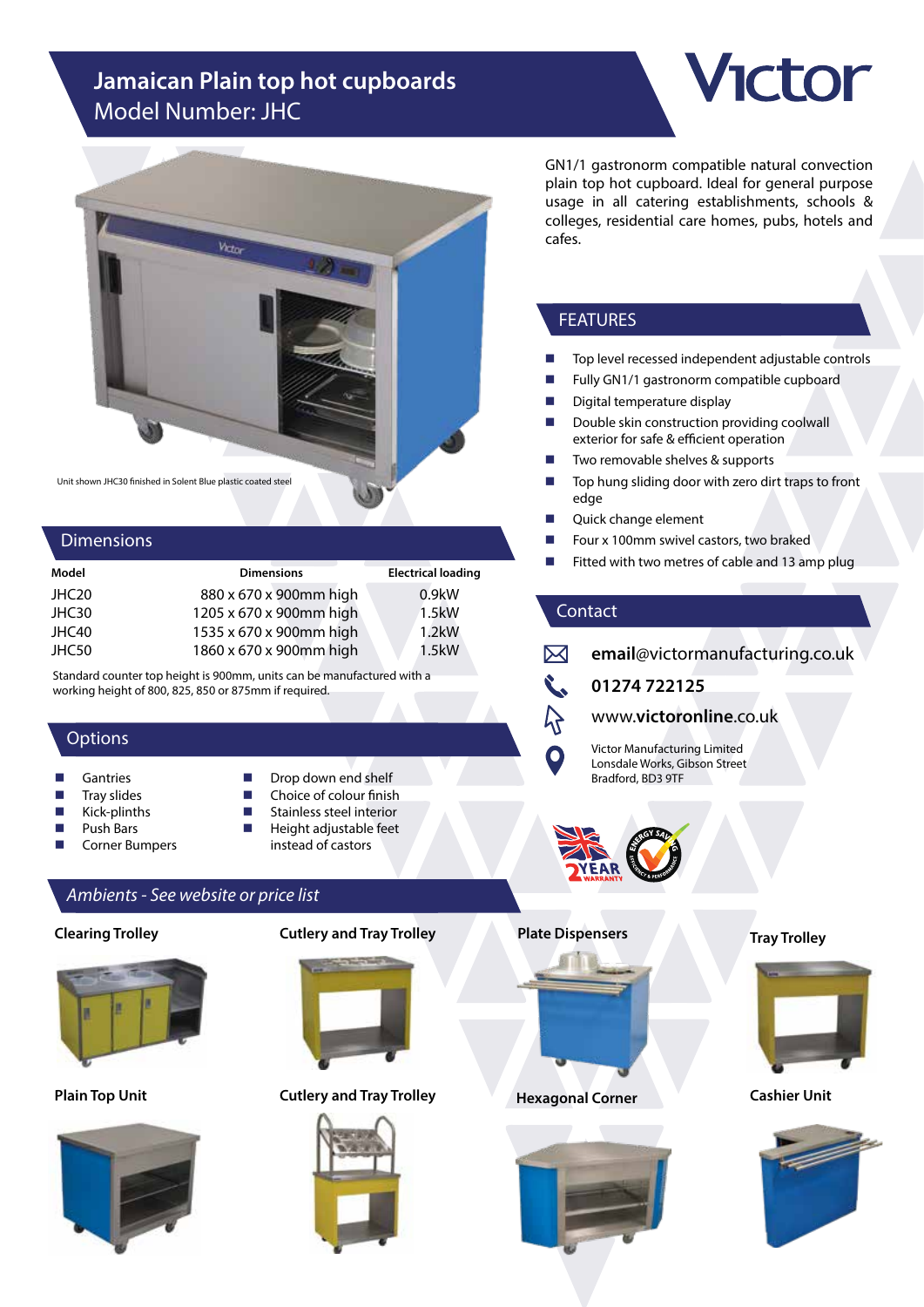# Jamaican Plain top hot cupboards
Model Number: JHC

Victor

Unit shown JHC30 finished in Solent Blue plastic coated steel

GN1/1 gastronorm compatible natural convection plain top hot cupboard. Ideal for general purpose usage in all catering establishments, schools & colleges, residential care homes, pubs, hotels and cafes.

## FEATURES

- Top level recessed independent adjustable controls
- Fully GN1/1 gastronorm compatible cupboard
- Digital temperature display
- Double skin construction providing coolwall exterior for safe & efficient operation
- Two removable shelves & supports
- Top hung sliding door with zero dirt traps to front edge
- Quick change element
- Four x 100mm swivel castors, two braked
- Fitted with two metres of cable and 13 amp plug

## Dimensions

| Model | Dimensions | Electrical loading |
|---|---|---|
| JHC20 | 880 x 670 x 900mm high | 0.9kW |
| JHC30 | 1205 x 670 x 900mm high | 1.5kW |
| JHC40 | 1535 x 670 x 900mm high | 1.2kW |
| JHC50 | 1860 x 670 x 900mm high | 1.5kW |

Standard counter top height is 900mm, units can be manufactured with a working height of 800, 825, 850 or 875mm if required.

## Options

- Gantries
- Tray slides
- Kick-plinths
- Push Bars
- Corner Bumpers
- Drop down end shelf
- Choice of colour finish
- Stainless steel interior
- Height adjustable feet instead of castors

## Contact

**email**@victormanufacturing.co.uk

**01274 722125**

www.**victoronline**.co.uk

Victor Manufacturing Limited
Lonsdale Works, Gibson Street
Bradford, BD3 9TF

2 YEAR WARRANTY

ENERGY SAVING EFFICIENCY & PERFORMANCE

## *Ambients - See website or price list*

**Clearing Trolley**

**Cutlery and Tray Trolley**

**Plate Dispensers**

**Tray Trolley**

**Plain Top Unit**

**Cutlery and Tray Trolley**

**Hexagonal Corner**

**Cashier Unit**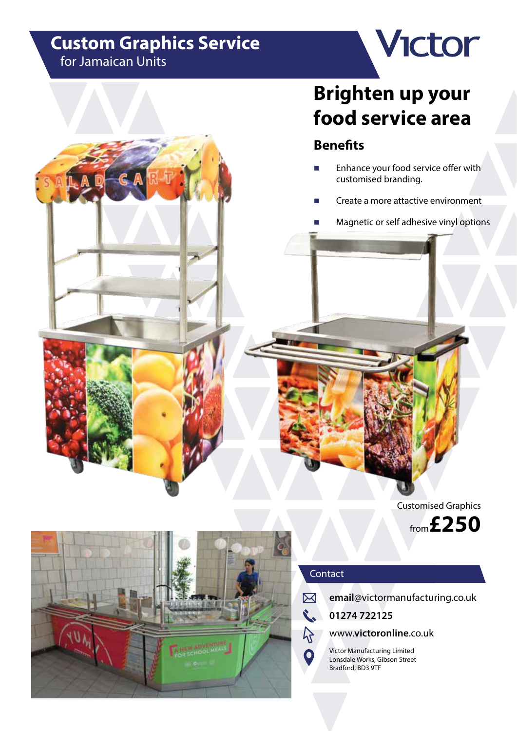# Custom Graphics Service

for Jamaican Units

Victor

## Brighten up your food service area

### Benefits

- Enhance your food service offer with customised branding.
- Create a more attactive environment
- Magnetic or self adhesive vinyl options

Customised Graphics

from **£250**

### Contact

**email**@victormanufacturing.co.uk

**01274 722125**

www.**victoronline**.co.uk

Victor Manufacturing Limited
Lonsdale Works, Gibson Street
Bradford, BD3 9TF